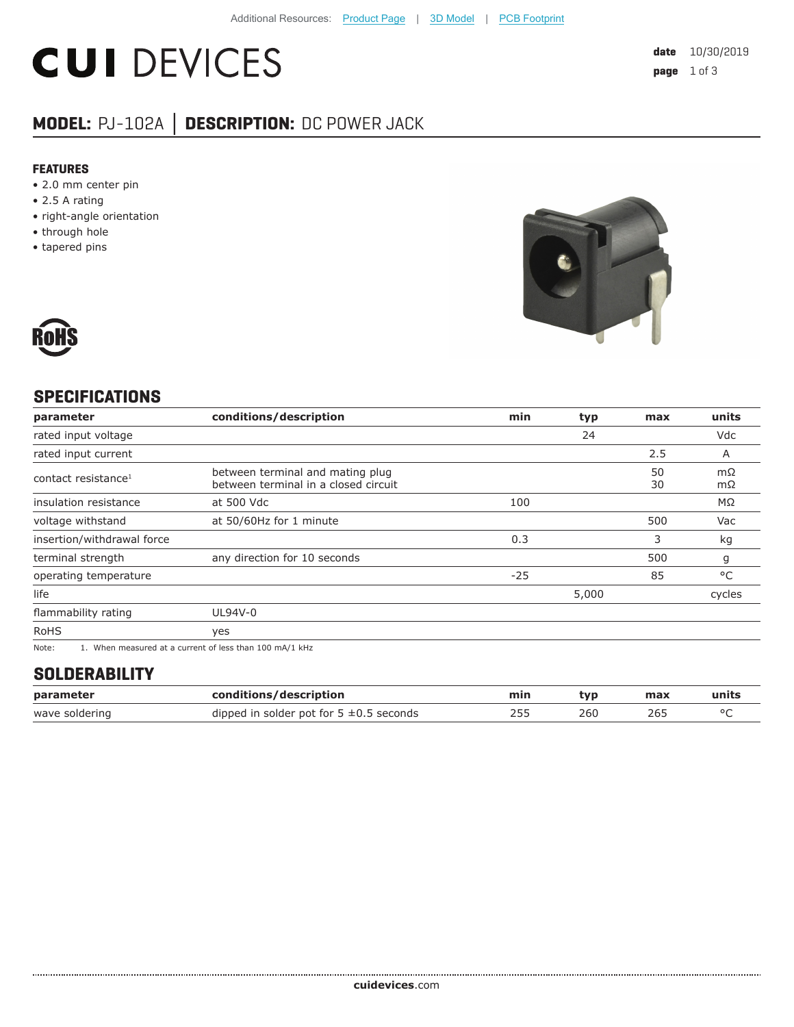Additional Resources: Product Page | 3D Model | PCB Footprint

# CUI DEVICES

**date** 10/30/2019

## MODEL: PJ-102A │ DESCRIPTION: DC POWER JACK

### FEATURES

- 2.0 mm center pin
- 2.5 A rating
- right-angle orientation
- through hole
- tapered pins

RoHS

## SPECIFICATIONS

| parameter | conditions/description | min | typ | max | units |
|---|---|---|---|---|---|
| rated input voltage | | | 24 | | Vdc |
| rated input current | | | | 2.5 | A |
| contact resistance[1] | between terminal and mating plug<br>between terminal in a closed circuit | | | 50<br>30 | mΩ<br>mΩ |
| insulation resistance | at 500 Vdc | 100 | | | MΩ |
| voltage withstand | at 50/60Hz for 1 minute | | | 500 | Vac |
| insertion/withdrawal force | | 0.3 | | 3 | kg |
| terminal strength | any direction for 10 seconds | | | 500 | g |
| operating temperature | | -25 | | 85 | °C |
| life | | | 5,000 | | cycles |
| flammability rating | UL94V-0 | | | | |
| RoHS | yes | | | | |

Note: 1. When measured at a current of less than 100 mA/1 kHz

## SOLDERABILITY

| parameter | conditions/description | min | typ | max | units |
|---|---|---|---|---|---|
| wave soldering | dipped in solder pot for 5 ±0.5 seconds | 255 | 260 | 265 | °C |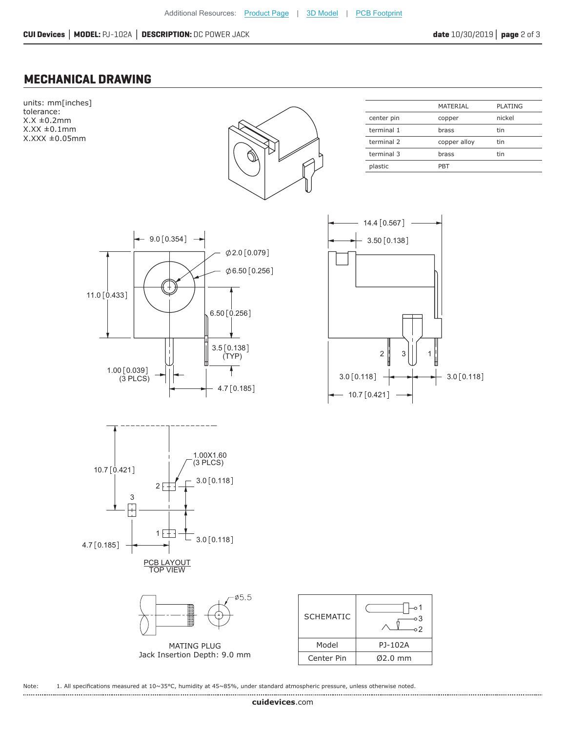Additional Resources: Product Page | 3D Model | PCB Footprint

## MECHANICAL DRAWING

units: mm[inches]
tolerance:
X.X ±0.2mm
X.XX ±0.1mm
X.XXX ±0.05mm

| | MATERIAL | PLATING |
|---|---|---|
| center pin | copper | nickel |
| terminal 1 | brass | tin |
| terminal 2 | copper alloy | tin |
| terminal 3 | brass | tin |
| plastic | PBT | |

9.0 [0.354]
Ø2.0 [0.079]
Ø6.50 [0.256]
11.0 [0.433]
6.50 [0.256]
3.5 [0.138] (TYP)
1.00 [0.039] (3 PLCS)
4.7 [0.185]

14.4 [0.567]
3.50 [0.138]
2 3 1
3.0 [0.118]
3.0 [0.118]
10.7 [0.421]

10.7 [0.421]
1.00X1.60 (3 PLCS)
2
3.0 [0.118]
3
1
3.0 [0.118]
4.7 [0.185]

PCB LAYOUT
TOP VIEW

Ø5.5

MATING PLUG
Jack Insertion Depth: 9.0 mm

| SCHEMATIC | 1, 3, 2 |
|---|---|
| Model | PJ-102A |
| Center Pin | Ø2.0 mm |

Note: 1. All specifications measured at 10~35°C, humidity at 45~85%, under standard atmospheric pressure, unless otherwise noted.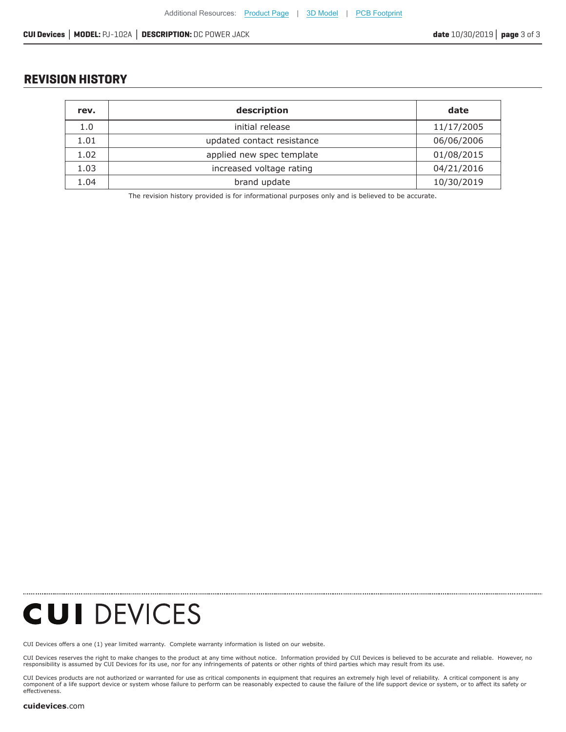## REVISION HISTORY

| rev. | description | date |
|---|---|---|
| 1.0 | initial release | 11/17/2005 |
| 1.01 | updated contact resistance | 06/06/2006 |
| 1.02 | applied new spec template | 01/08/2015 |
| 1.03 | increased voltage rating | 04/21/2016 |
| 1.04 | brand update | 10/30/2019 |

The revision history provided is for informational purposes only and is believed to be accurate.

CUI DEVICES

CUI Devices offers a one (1) year limited warranty. Complete warranty information is listed on our website.

CUI Devices reserves the right to make changes to the product at any time without notice. Information provided by CUI Devices is believed to be accurate and reliable. However, no responsibility is assumed by CUI Devices for its use, nor for any infringements of patents or other rights of third parties which may result from its use.

CUI Devices products are not authorized or warranted for use as critical components in equipment that requires an extremely high level of reliability. A critical component is any component of a life support device or system whose failure to perform can be reasonably expected to cause the failure of the life support device or system, or to affect its safety or effectiveness.

**cuidevices**.com